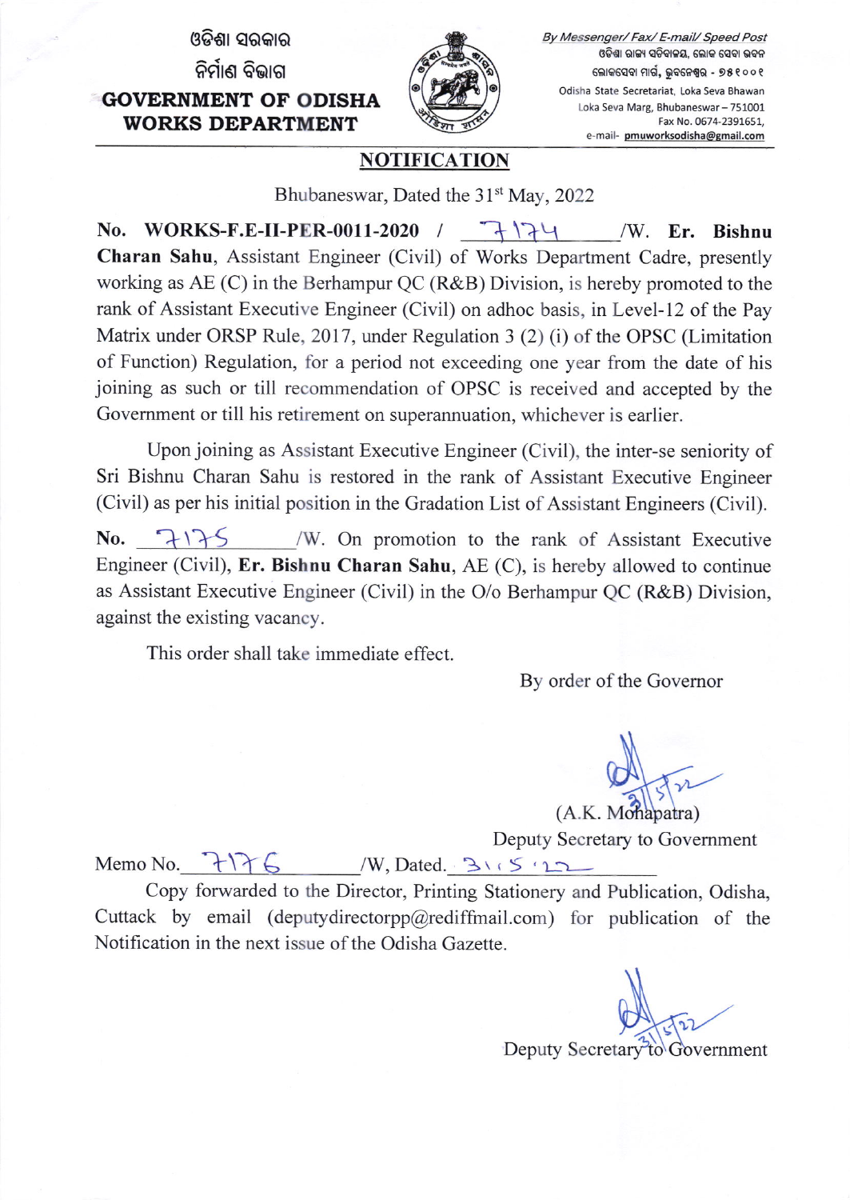ଓଡ଼ିଶା ସରକାର
ନିର୍ମାଣ ବିଭାଗ
**GOVERNMENT OF ODISHA**
**WORKS DEPARTMENT**

*By Messenger/ Fax/ E-mail/ Speed Post*
ଓଡ଼ିଶା ରାଜ୍ୟ ସଚିବାଳୟ, ଲୋକ ସେବା ଭବନ
ଲୋକସେବା ମାର୍ଗ, ଭୁବନେଶ୍ୱର - ୭୫୧୦୦୧
Odisha State Secretariat, Loka Seva Bhawan
Loka Seva Marg, Bhubaneswar – 751001
Fax No. 0674-2391651,
e-mail- pmuworksodisha@gmail.com

## NOTIFICATION

Bhubaneswar, Dated the 31st May, 2022

**No. WORKS-F.E-II-PER-0011-2020 / 7174 /W. Er. Bishnu Charan Sahu**, Assistant Engineer (Civil) of Works Department Cadre, presently working as AE (C) in the Berhampur QC (R&B) Division, is hereby promoted to the rank of Assistant Executive Engineer (Civil) on adhoc basis, in Level-12 of the Pay Matrix under ORSP Rule, 2017, under Regulation 3 (2) (i) of the OPSC (Limitation of Function) Regulation, for a period not exceeding one year from the date of his joining as such or till recommendation of OPSC is received and accepted by the Government or till his retirement on superannuation, whichever is earlier.

Upon joining as Assistant Executive Engineer (Civil), the inter-se seniority of Sri Bishnu Charan Sahu is restored in the rank of Assistant Executive Engineer (Civil) as per his initial position in the Gradation List of Assistant Engineers (Civil).

**No.** 7175 /W. On promotion to the rank of Assistant Executive Engineer (Civil), **Er. Bishnu Charan Sahu**, AE (C), is hereby allowed to continue as Assistant Executive Engineer (Civil) in the O/o Berhampur QC (R&B) Division, against the existing vacancy.

This order shall take immediate effect.

By order of the Governor

31/5/22
(A.K. Mohapatra)
Deputy Secretary to Government

Memo No. 7176 /W, Dated. 31.5.22

Copy forwarded to the Director, Printing Stationery and Publication, Odisha, Cuttack by email (deputydirectorpp@rediffmail.com) for publication of the Notification in the next issue of the Odisha Gazette.

31/5/22
Deputy Secretary to Government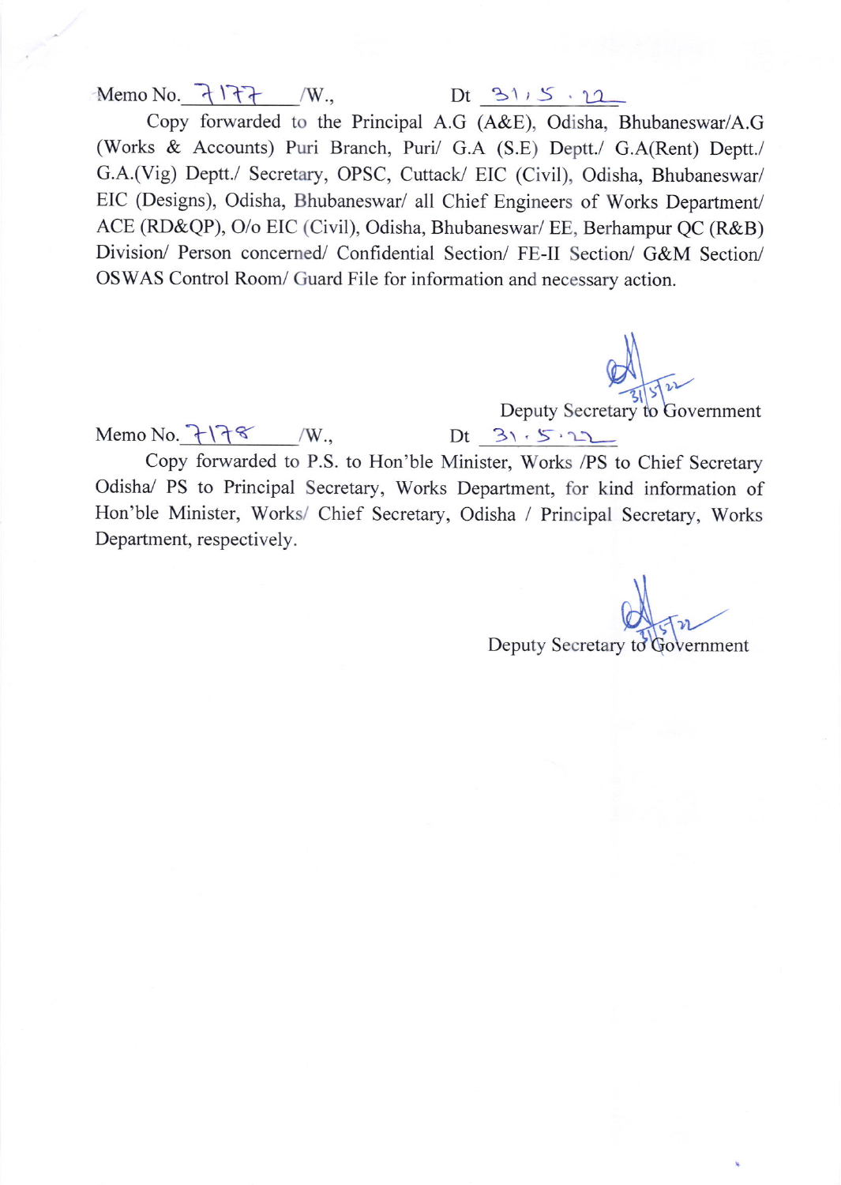Memo No. 7177 /W., Dt 31.5.22

Copy forwarded to the Principal A.G (A&E), Odisha, Bhubaneswar/A.G (Works & Accounts) Puri Branch, Puri/ G.A (S.E) Deptt./ G.A(Rent) Deptt./ G.A.(Vig) Deptt./ Secretary, OPSC, Cuttack/ EIC (Civil), Odisha, Bhubaneswar/ EIC (Designs), Odisha, Bhubaneswar/ all Chief Engineers of Works Department/ ACE (RD&QP), O/o EIC (Civil), Odisha, Bhubaneswar/ EE, Berhampur QC (R&B) Division/ Person concerned/ Confidential Section/ FE-II Section/ G&M Section/ OSWAS Control Room/ Guard File for information and necessary action.

Sd/- 31/5/22
Deputy Secretary to Government

Memo No. 7178 /W., Dt 31.5.22

Copy forwarded to P.S. to Hon'ble Minister, Works /PS to Chief Secretary Odisha/ PS to Principal Secretary, Works Department, for kind information of Hon'ble Minister, Works/ Chief Secretary, Odisha / Principal Secretary, Works Department, respectively.

Sd/- 31/5/22
Deputy Secretary to Government